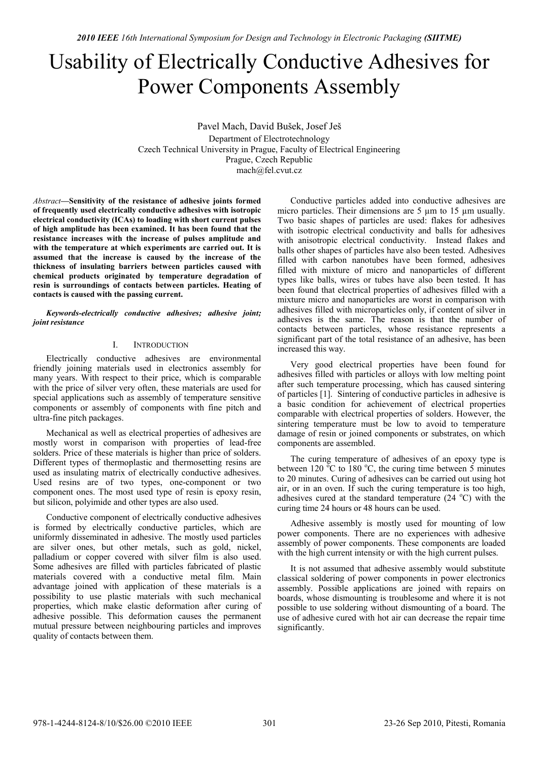# Usability of Electrically Conductive Adhesives for Power Components Assembly

Pavel Mach, David Bušek, Josef Ješ

Department of Electrotechnology
Czech Technical University in Prague, Faculty of Electrical Engineering
Prague, Czech Republic
mach@fel.cvut.cz

*Abstract*—**Sensitivity of the resistance of adhesive joints formed of frequently used electrically conductive adhesives with isotropic electrical conductivity (ICAs) to loading with short current pulses of high amplitude has been examined. It has been found that the resistance increases with the increase of pulses amplitude and with the temperature at which experiments are carried out. It is assumed that the increase is caused by the increase of the thickness of insulating barriers between particles caused with chemical products originated by temperature degradation of resin is surroundings of contacts between particles. Heating of contacts is caused with the passing current.**

***Keywords-electrically conductive adhesives; adhesive joint; joint resistance***

## I. Introduction

Electrically conductive adhesives are environmental friendly joining materials used in electronics assembly for many years. With respect to their price, which is comparable with the price of silver very often, these materials are used for special applications such as assembly of temperature sensitive components or assembly of components with fine pitch and ultra-fine pitch packages.

Mechanical as well as electrical properties of adhesives are mostly worst in comparison with properties of lead-free solders. Price of these materials is higher than price of solders. Different types of thermoplastic and thermosetting resins are used as insulating matrix of electrically conductive adhesives. Used resins are of two types, one-component or two component ones. The most used type of resin is epoxy resin, but silicon, polyimide and other types are also used.

Conductive component of electrically conductive adhesives is formed by electrically conductive particles, which are uniformly disseminated in adhesive. The mostly used particles are silver ones, but other metals, such as gold, nickel, palladium or copper covered with silver film is also used. Some adhesives are filled with particles fabricated of plastic materials covered with a conductive metal film. Main advantage joined with application of these materials is a possibility to use plastic materials with such mechanical properties, which make elastic deformation after curing of adhesive possible. This deformation causes the permanent mutual pressure between neighbouring particles and improves quality of contacts between them.

Conductive particles added into conductive adhesives are micro particles. Their dimensions are 5 µm to 15 µm usually. Two basic shapes of particles are used: flakes for adhesives with isotropic electrical conductivity and balls for adhesives with anisotropic electrical conductivity. Instead flakes and balls other shapes of particles have also been tested. Adhesives filled with carbon nanotubes have been formed, adhesives filled with mixture of micro and nanoparticles of different types like balls, wires or tubes have also been tested. It has been found that electrical properties of adhesives filled with a mixture micro and nanoparticles are worst in comparison with adhesives filled with microparticles only, if content of silver in adhesives is the same. The reason is that the number of contacts between particles, whose resistance represents a significant part of the total resistance of an adhesive, has been increased this way.

Very good electrical properties have been found for adhesives filled with particles or alloys with low melting point after such temperature processing, which has caused sintering of particles [1]. Sintering of conductive particles in adhesive is a basic condition for achievement of electrical properties comparable with electrical properties of solders. However, the sintering temperature must be low to avoid to temperature damage of resin or joined components or substrates, on which components are assembled.

The curing temperature of adhesives of an epoxy type is between 120 °C to 180 °C, the curing time between 5 minutes to 20 minutes. Curing of adhesives can be carried out using hot air, or in an oven. If such the curing temperature is too high, adhesives cured at the standard temperature (24 °C) with the curing time 24 hours or 48 hours can be used.

Adhesive assembly is mostly used for mounting of low power components. There are no experiences with adhesive assembly of power components. These components are loaded with the high current intensity or with the high current pulses.

It is not assumed that adhesive assembly would substitute classical soldering of power components in power electronics assembly. Possible applications are joined with repairs on boards, whose dismounting is troublesome and where it is not possible to use soldering without dismounting of a board. The use of adhesive cured with hot air can decrease the repair time significantly.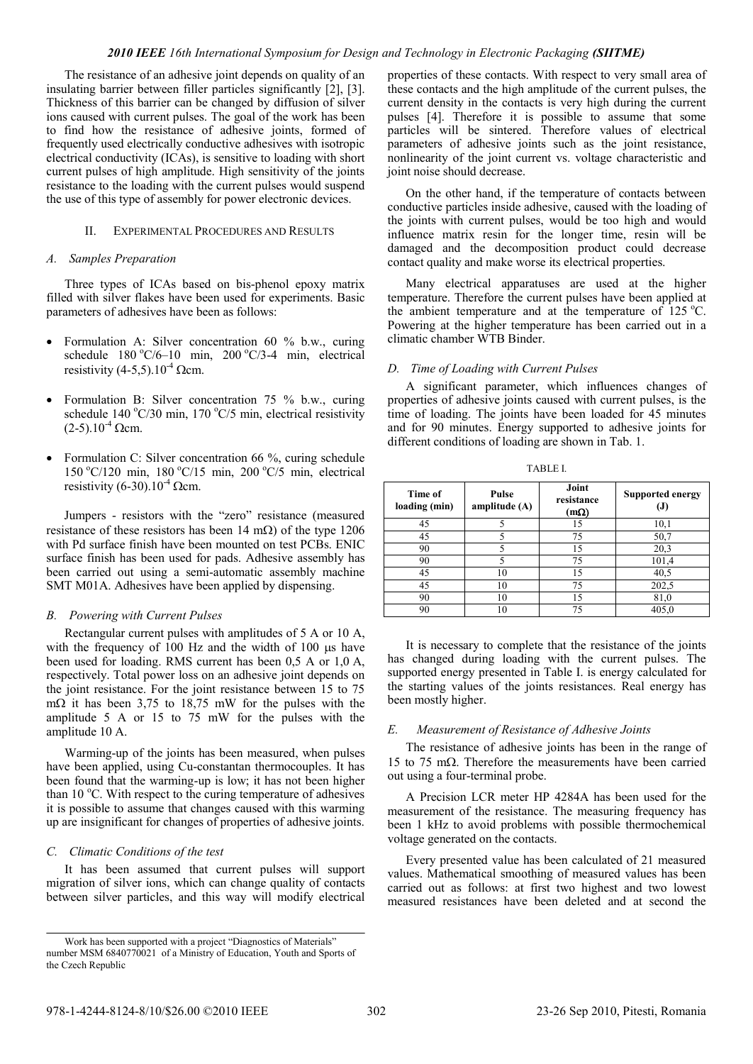The resistance of an adhesive joint depends on quality of an insulating barrier between filler particles significantly [2], [3]. Thickness of this barrier can be changed by diffusion of silver ions caused with current pulses. The goal of the work has been to find how the resistance of adhesive joints, formed of frequently used electrically conductive adhesives with isotropic electrical conductivity (ICAs), is sensitive to loading with short current pulses of high amplitude. High sensitivity of the joints resistance to the loading with the current pulses would suspend the use of this type of assembly for power electronic devices.

## II. Experimental Procedures and Results

### A. Samples Preparation

Three types of ICAs based on bis-phenol epoxy matrix filled with silver flakes have been used for experiments. Basic parameters of adhesives have been as follows:

- Formulation A: Silver concentration 60 % b.w., curing schedule 180 °C/6–10 min, 200 °C/3-4 min, electrical resistivity (4-5,5).$10^{-4}$ Ωcm.
- Formulation B: Silver concentration 75 % b.w., curing schedule 140 °C/30 min, 170 °C/5 min, electrical resistivity (2-5).$10^{-4}$ Ωcm.
- Formulation C: Silver concentration 66 %, curing schedule 150 °C/120 min, 180 °C/15 min, 200 °C/5 min, electrical resistivity (6-30).$10^{-4}$ Ωcm.

Jumpers - resistors with the "zero" resistance (measured resistance of these resistors has been 14 mΩ) of the type 1206 with Pd surface finish have been mounted on test PCBs. ENIC surface finish has been used for pads. Adhesive assembly has been carried out using a semi-automatic assembly machine SMT M01A. Adhesives have been applied by dispensing.

### B. Powering with Current Pulses

Rectangular current pulses with amplitudes of 5 A or 10 A, with the frequency of 100 Hz and the width of 100 μs have been used for loading. RMS current has been 0,5 A or 1,0 A, respectively. Total power loss on an adhesive joint depends on the joint resistance. For the joint resistance between 15 to 75 mΩ it has been 3,75 to 18,75 mW for the pulses with the amplitude 5 A or 15 to 75 mW for the pulses with the amplitude 10 A.

Warming-up of the joints has been measured, when pulses have been applied, using Cu-constantan thermocouples. It has been found that the warming-up is low; it has not been higher than 10 °C. With respect to the curing temperature of adhesives it is possible to assume that changes caused with this warming up are insignificant for changes of properties of adhesive joints.

### C. Climatic Conditions of the test

It has been assumed that current pulses will support migration of silver ions, which can change quality of contacts between silver particles, and this way will modify electrical properties of these contacts. With respect to very small area of these contacts and the high amplitude of the current pulses, the current density in the contacts is very high during the current pulses [4]. Therefore it is possible to assume that some particles will be sintered. Therefore values of electrical parameters of adhesive joints such as the joint resistance, nonlinearity of the joint current vs. voltage characteristic and joint noise should decrease.

On the other hand, if the temperature of contacts between conductive particles inside adhesive, caused with the loading of the joints with current pulses, would be too high and would influence matrix resin for the longer time, resin will be damaged and the decomposition product could decrease contact quality and make worse its electrical properties.

Many electrical apparatuses are used at the higher temperature. Therefore the current pulses have been applied at the ambient temperature and at the temperature of 125 °C. Powering at the higher temperature has been carried out in a climatic chamber WTB Binder.

### D. Time of Loading with Current Pulses

A significant parameter, which influences changes of properties of adhesive joints caused with current pulses, is the time of loading. The joints have been loaded for 45 minutes and for 90 minutes. Energy supported to adhesive joints for different conditions of loading are shown in Tab. 1.

TABLE I.

| Time of loading (min) | Pulse amplitude (A) | Joint resistance (mΩ) | Supported energy (J) |
|---|---|---|---|
| 45 | 5 | 15 | 10,1 |
| 45 | 5 | 75 | 50,7 |
| 90 | 5 | 15 | 20,3 |
| 90 | 5 | 75 | 101,4 |
| 45 | 10 | 15 | 40,5 |
| 45 | 10 | 75 | 202,5 |
| 90 | 10 | 15 | 81,0 |
| 90 | 10 | 75 | 405,0 |

It is necessary to complete that the resistance of the joints has changed during loading with the current pulses. The supported energy presented in Table I. is energy calculated for the starting values of the joints resistances. Real energy has been mostly higher.

### E. Measurement of Resistance of Adhesive Joints

The resistance of adhesive joints has been in the range of 15 to 75 mΩ. Therefore the measurements have been carried out using a four-terminal probe.

A Precision LCR meter HP 4284A has been used for the measurement of the resistance. The measuring frequency has been 1 kHz to avoid problems with possible thermochemical voltage generated on the contacts.

Every presented value has been calculated of 21 measured values. Mathematical smoothing of measured values has been carried out as follows: at first two highest and two lowest measured resistances have been deleted and at second the

---

Work has been supported with a project "Diagnostics of Materials" number MSM 6840770021 of a Ministry of Education, Youth and Sports of the Czech Republic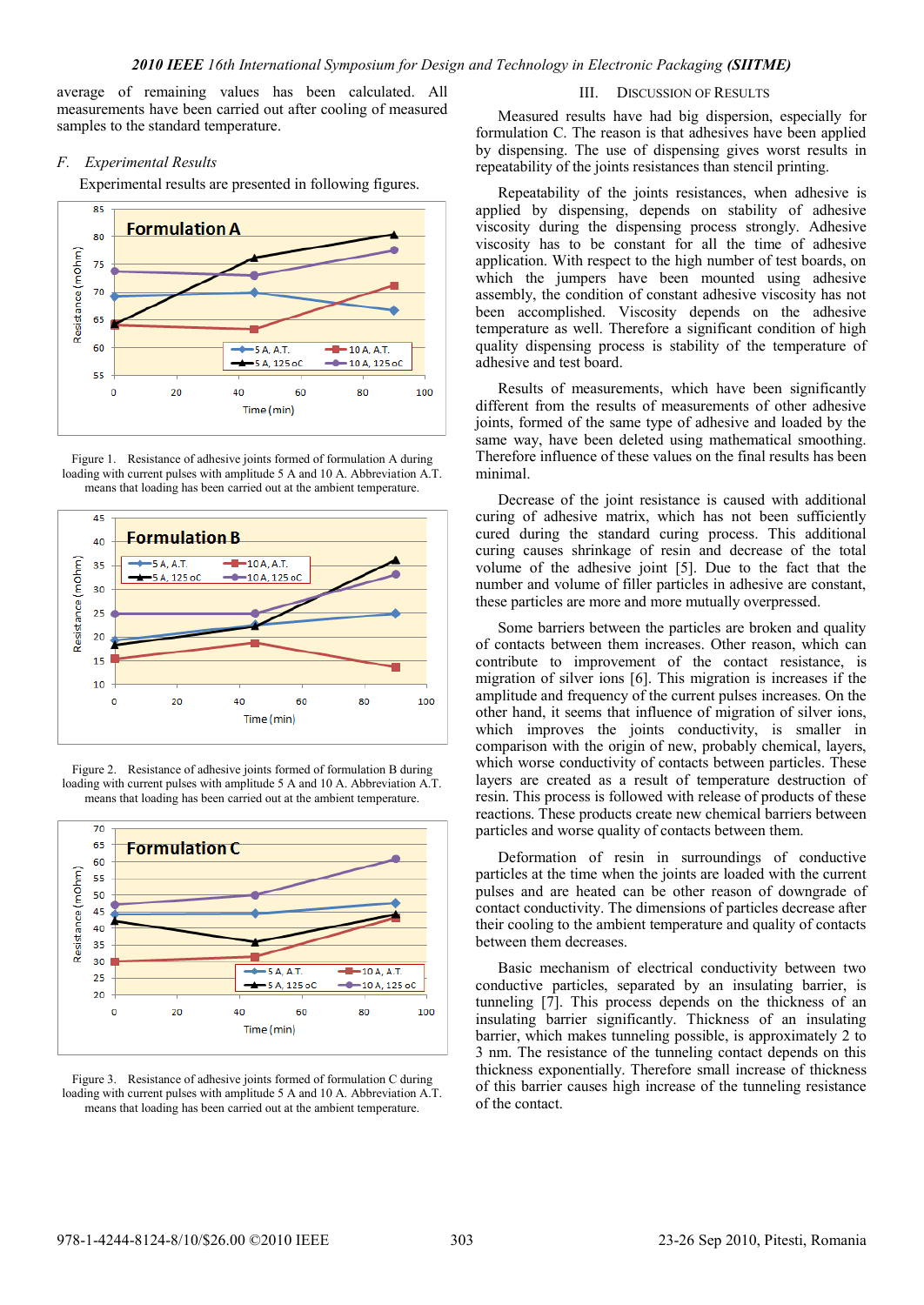average of remaining values has been calculated. All measurements have been carried out after cooling of measured samples to the standard temperature.

### *F. Experimental Results*

Experimental results are presented in following figures.

Figure 1. Resistance of adhesive joints formed of formulation A during loading with current pulses with amplitude 5 A and 10 A. Abbreviation A.T. means that loading has been carried out at the ambient temperature.

Figure 2. Resistance of adhesive joints formed of formulation B during loading with current pulses with amplitude 5 A and 10 A. Abbreviation A.T. means that loading has been carried out at the ambient temperature.

Figure 3. Resistance of adhesive joints formed of formulation C during loading with current pulses with amplitude 5 A and 10 A. Abbreviation A.T. means that loading has been carried out at the ambient temperature.

## III. Discussion of Results

Measured results have had big dispersion, especially for formulation C. The reason is that adhesives have been applied by dispensing. The use of dispensing gives worst results in repeatability of the joints resistances than stencil printing.

Repeatability of the joints resistances, when adhesive is applied by dispensing, depends on stability of adhesive viscosity during the dispensing process strongly. Adhesive viscosity has to be constant for all the time of adhesive application. With respect to the high number of test boards, on which the jumpers have been mounted using adhesive assembly, the condition of constant adhesive viscosity has not been accomplished. Viscosity depends on the adhesive temperature as well. Therefore a significant condition of high quality dispensing process is stability of the temperature of adhesive and test board.

Results of measurements, which have been significantly different from the results of measurements of other adhesive joints, formed of the same type of adhesive and loaded by the same way, have been deleted using mathematical smoothing. Therefore influence of these values on the final results has been minimal.

Decrease of the joint resistance is caused with additional curing of adhesive matrix, which has not been sufficiently cured during the standard curing process. This additional curing causes shrinkage of resin and decrease of the total volume of the adhesive joint [5]. Due to the fact that the number and volume of filler particles in adhesive are constant, these particles are more and more mutually overpressed.

Some barriers between the particles are broken and quality of contacts between them increases. Other reason, which can contribute to improvement of the contact resistance, is migration of silver ions [6]. This migration is increases if the amplitude and frequency of the current pulses increases. On the other hand, it seems that influence of migration of silver ions, which improves the joints conductivity, is smaller in comparison with the origin of new, probably chemical, layers, which worse conductivity of contacts between particles. These layers are created as a result of temperature destruction of resin. This process is followed with release of products of these reactions. These products create new chemical barriers between particles and worse quality of contacts between them.

Deformation of resin in surroundings of conductive particles at the time when the joints are loaded with the current pulses and are heated can be other reason of downgrade of contact conductivity. The dimensions of particles decrease after their cooling to the ambient temperature and quality of contacts between them decreases.

Basic mechanism of electrical conductivity between two conductive particles, separated by an insulating barrier, is tunneling [7]. This process depends on the thickness of an insulating barrier significantly. Thickness of an insulating barrier, which makes tunneling possible, is approximately 2 to 3 nm. The resistance of the tunneling contact depends on this thickness exponentially. Therefore small increase of thickness of this barrier causes high increase of the tunneling resistance of the contact.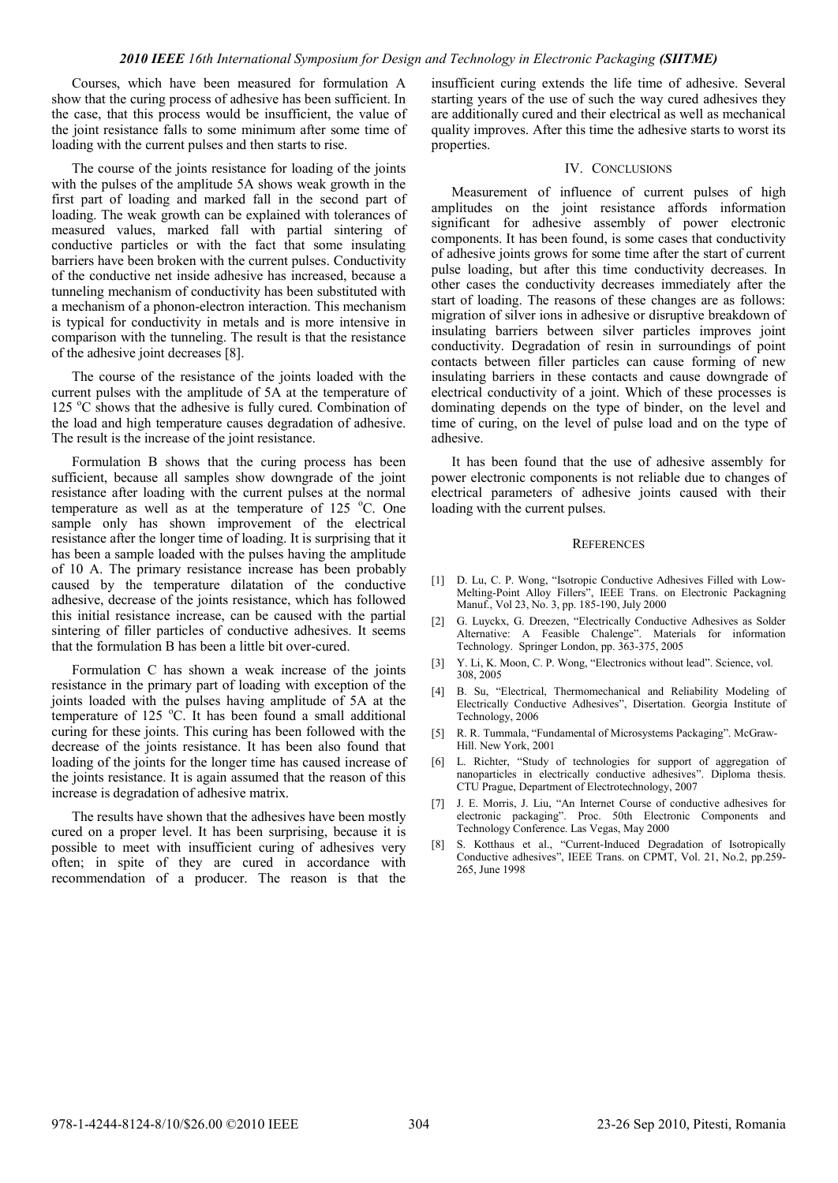Courses, which have been measured for formulation A show that the curing process of adhesive has been sufficient. In the case, that this process would be insufficient, the value of the joint resistance falls to some minimum after some time of loading with the current pulses and then starts to rise.

The course of the joints resistance for loading of the joints with the pulses of the amplitude 5A shows weak growth in the first part of loading and marked fall in the second part of loading. The weak growth can be explained with tolerances of measured values, marked fall with partial sintering of conductive particles or with the fact that some insulating barriers have been broken with the current pulses. Conductivity of the conductive net inside adhesive has increased, because a tunneling mechanism of conductivity has been substituted with a mechanism of a phonon-electron interaction. This mechanism is typical for conductivity in metals and is more intensive in comparison with the tunneling. The result is that the resistance of the adhesive joint decreases [8].

The course of the resistance of the joints loaded with the current pulses with the amplitude of 5A at the temperature of 125 $^{o}$C shows that the adhesive is fully cured. Combination of the load and high temperature causes degradation of adhesive. The result is the increase of the joint resistance.

Formulation B shows that the curing process has been sufficient, because all samples show downgrade of the joint resistance after loading with the current pulses at the normal temperature as well as at the temperature of 125 $^{o}$C. One sample only has shown improvement of the electrical resistance after the longer time of loading. It is surprising that it has been a sample loaded with the pulses having the amplitude of 10 A. The primary resistance increase has been probably caused by the temperature dilatation of the conductive adhesive, decrease of the joints resistance, which has followed this initial resistance increase, can be caused with the partial sintering of filler particles of conductive adhesives. It seems that the formulation B has been a little bit over-cured.

Formulation C has shown a weak increase of the joints resistance in the primary part of loading with exception of the joints loaded with the pulses having amplitude of 5A at the temperature of 125 $^{o}$C. It has been found a small additional curing for these joints. This curing has been followed with the decrease of the joints resistance. It has been also found that loading of the joints for the longer time has caused increase of the joints resistance. It is again assumed that the reason of this increase is degradation of adhesive matrix.

The results have shown that the adhesives have been mostly cured on a proper level. It has been surprising, because it is possible to meet with insufficient curing of adhesives very often; in spite of they are cured in accordance with recommendation of a producer. The reason is that the insufficient curing extends the life time of adhesive. Several starting years of the use of such the way cured adhesives they are additionally cured and their electrical as well as mechanical quality improves. After this time the adhesive starts to worst its properties.

## IV. Conclusions

Measurement of influence of current pulses of high amplitudes on the joint resistance affords information significant for adhesive assembly of power electronic components. It has been found, is some cases that conductivity of adhesive joints grows for some time after the start of current pulse loading, but after this time conductivity decreases. In other cases the conductivity decreases immediately after the start of loading. The reasons of these changes are as follows: migration of silver ions in adhesive or disruptive breakdown of insulating barriers between silver particles improves joint conductivity. Degradation of resin in surroundings of point contacts between filler particles can cause forming of new insulating barriers in these contacts and cause downgrade of electrical conductivity of a joint. Which of these processes is dominating depends on the type of binder, on the level and time of curing, on the level of pulse load and on the type of adhesive.

It has been found that the use of adhesive assembly for power electronic components is not reliable due to changes of electrical parameters of adhesive joints caused with their loading with the current pulses.

## References

[1] D. Lu, C. P. Wong, "Isotropic Conductive Adhesives Filled with Low-Melting-Point Alloy Fillers", IEEE Trans. on Electronic Packagning Manuf., Vol 23, No. 3, pp. 185-190, July 2000

[2] G. Luyckx, G. Dreezen, "Electrically Conductive Adhesives as Solder Alternative: A Feasible Chalenge". Materials for information Technology. Springer London, pp. 363-375, 2005

[3] Y. Li, K. Moon, C. P. Wong, "Electronics without lead". Science, vol. 308, 2005

[4] B. Su, "Electrical, Thermomechanical and Reliability Modeling of Electrically Conductive Adhesives", Disertation. Georgia Institute of Technology, 2006

[5] R. R. Tummala, "Fundamental of Microsystems Packaging". McGraw-Hill. New York, 2001

[6] L. Richter, "Study of technologies for support of aggregation of nanoparticles in electrically conductive adhesives". Diploma thesis. CTU Prague, Department of Electrotechnology, 2007

[7] J. E. Morris, J. Liu, "An Internet Course of conductive adhesives for electronic packaging". Proc. 50th Electronic Components and Technology Conference. Las Vegas, May 2000

[8] S. Kotthaus et al., "Current-Induced Degradation of Isotropically Conductive adhesives", IEEE Trans. on CPMT, Vol. 21, No.2, pp.259-265, June 1998